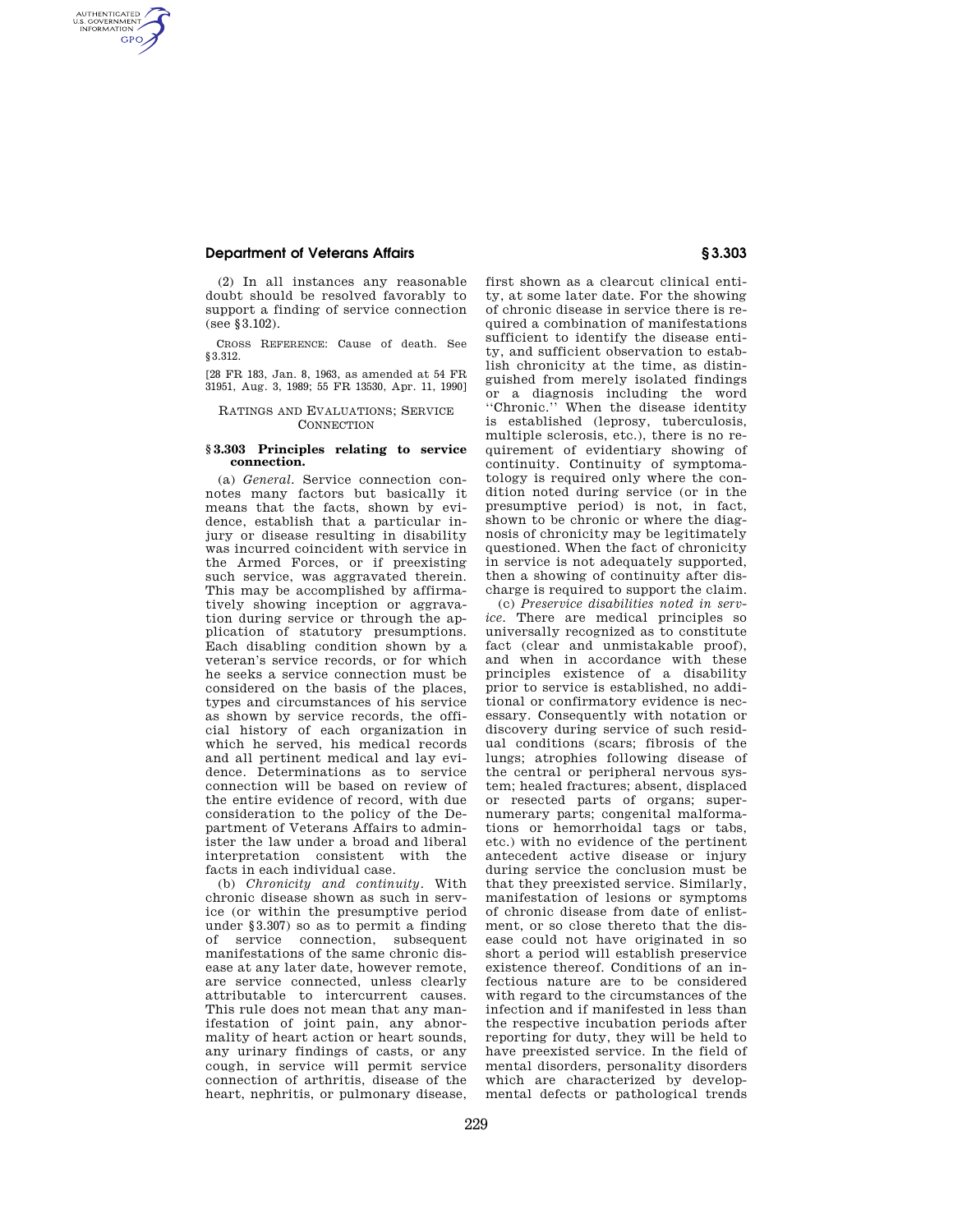(2) In all instances any reasonable doubt should be resolved favorably to support a finding of service connection (see §3.102).

CROSS REFERENCE: Cause of death. See §3.312.

[28 FR 183, Jan. 8, 1963, as amended at 54 FR 31951, Aug. 3, 1989; 55 FR 13530, Apr. 11, 1990]

RATINGS AND EVALUATIONS; SERVICE CONNECTION

### § 3.303 Principles relating to service connection.

(a) *General.* Service connection connotes many factors but basically it means that the facts, shown by evidence, establish that a particular injury or disease resulting in disability was incurred coincident with service in the Armed Forces, or if preexisting such service, was aggravated therein. This may be accomplished by affirmatively showing inception or aggravation during service or through the application of statutory presumptions. Each disabling condition shown by a veteran's service records, or for which he seeks a service connection must be considered on the basis of the places, types and circumstances of his service as shown by service records, the official history of each organization in which he served, his medical records and all pertinent medical and lay evidence. Determinations as to service connection will be based on review of the entire evidence of record, with due consideration to the policy of the Department of Veterans Affairs to administer the law under a broad and liberal interpretation consistent with the facts in each individual case.

(b) *Chronicity and continuity.* With chronic disease shown as such in service (or within the presumptive period under §3.307) so as to permit a finding of service connection, subsequent manifestations of the same chronic disease at any later date, however remote, are service connected, unless clearly attributable to intercurrent causes. This rule does not mean that any manifestation of joint pain, any abnormality of heart action or heart sounds, any urinary findings of casts, or any cough, in service will permit service connection of arthritis, disease of the heart, nephritis, or pulmonary disease, first shown as a clearcut clinical entity, at some later date. For the showing of chronic disease in service there is required a combination of manifestations sufficient to identify the disease entity, and sufficient observation to establish chronicity at the time, as distinguished from merely isolated findings or a diagnosis including the word ''Chronic.'' When the disease identity is established (leprosy, tuberculosis, multiple sclerosis, etc.), there is no requirement of evidentiary showing of continuity. Continuity of symptomatology is required only where the condition noted during service (or in the presumptive period) is not, in fact, shown to be chronic or where the diagnosis of chronicity may be legitimately questioned. When the fact of chronicity in service is not adequately supported, then a showing of continuity after discharge is required to support the claim.

(c) *Preservice disabilities noted in service.* There are medical principles so universally recognized as to constitute fact (clear and unmistakable proof), and when in accordance with these principles existence of a disability prior to service is established, no additional or confirmatory evidence is necessary. Consequently with notation or discovery during service of such residual conditions (scars; fibrosis of the lungs; atrophies following disease of the central or peripheral nervous system; healed fractures; absent, displaced or resected parts of organs; supernumerary parts; congenital malformations or hemorrhoidal tags or tabs, etc.) with no evidence of the pertinent antecedent active disease or injury during service the conclusion must be that they preexisted service. Similarly, manifestation of lesions or symptoms of chronic disease from date of enlistment, or so close thereto that the disease could not have originated in so short a period will establish preservice existence thereof. Conditions of an infectious nature are to be considered with regard to the circumstances of the infection and if manifested in less than the respective incubation periods after reporting for duty, they will be held to have preexisted service. In the field of mental disorders, personality disorders which are characterized by developmental defects or pathological trends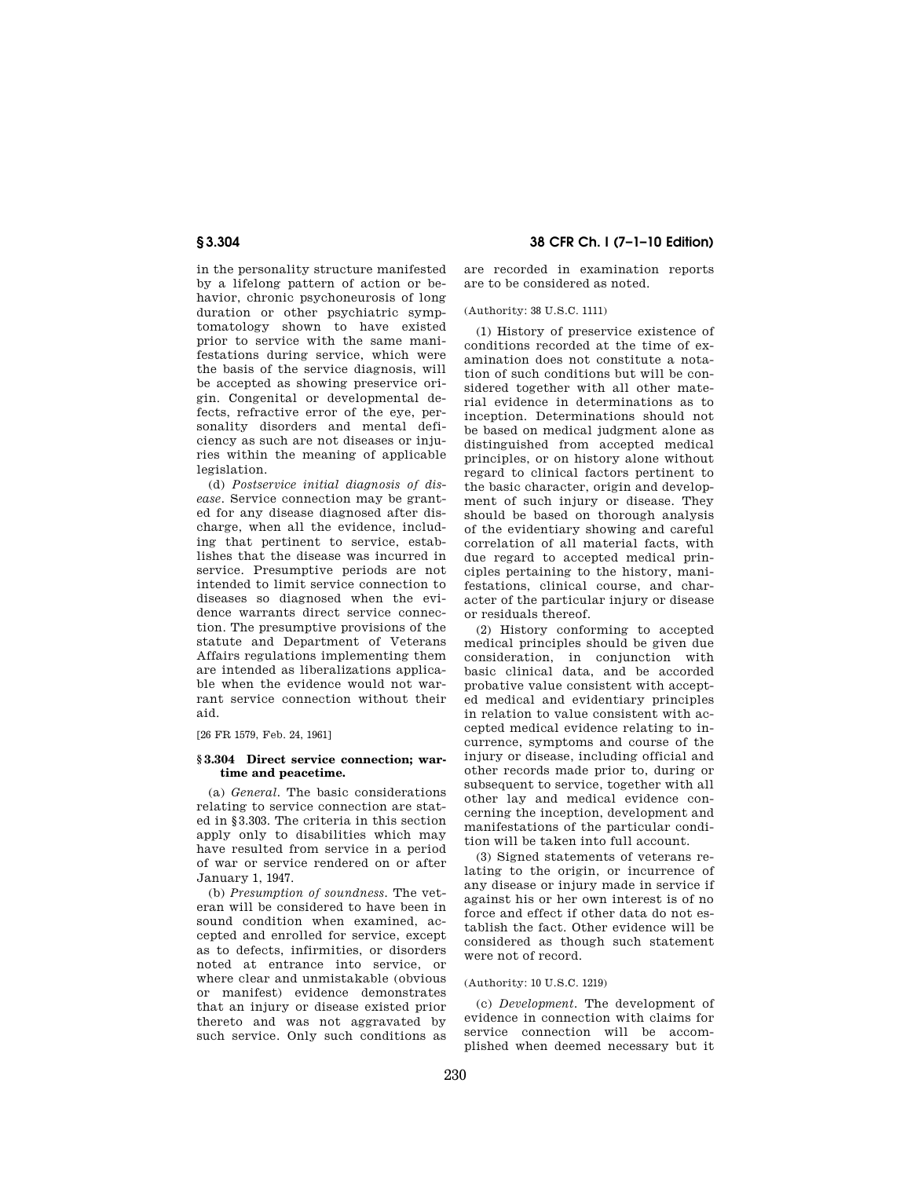in the personality structure manifested by a lifelong pattern of action or behavior, chronic psychoneurosis of long duration or other psychiatric symptomatology shown to have existed prior to service with the same manifestations during service, which were the basis of the service diagnosis, will be accepted as showing preservice origin. Congenital or developmental defects, refractive error of the eye, personality disorders and mental deficiency as such are not diseases or injuries within the meaning of applicable legislation.

(d) *Postservice initial diagnosis of disease.* Service connection may be granted for any disease diagnosed after discharge, when all the evidence, including that pertinent to service, establishes that the disease was incurred in service. Presumptive periods are not intended to limit service connection to diseases so diagnosed when the evidence warrants direct service connection. The presumptive provisions of the statute and Department of Veterans Affairs regulations implementing them are intended as liberalizations applicable when the evidence would not warrant service connection without their aid.

[26 FR 1579, Feb. 24, 1961]

### § 3.304 Direct service connection; wartime and peacetime.

(a) *General.* The basic considerations relating to service connection are stated in § 3.303. The criteria in this section apply only to disabilities which may have resulted from service in a period of war or service rendered on or after January 1, 1947.

(b) *Presumption of soundness.* The veteran will be considered to have been in sound condition when examined, accepted and enrolled for service, except as to defects, infirmities, or disorders noted at entrance into service, or where clear and unmistakable (obvious or manifest) evidence demonstrates that an injury or disease existed prior thereto and was not aggravated by such service. Only such conditions as are recorded in examination reports are to be considered as noted.

(Authority: 38 U.S.C. 1111)

(1) History of preservice existence of conditions recorded at the time of examination does not constitute a notation of such conditions but will be considered together with all other material evidence in determinations as to inception. Determinations should not be based on medical judgment alone as distinguished from accepted medical principles, or on history alone without regard to clinical factors pertinent to the basic character, origin and development of such injury or disease. They should be based on thorough analysis of the evidentiary showing and careful correlation of all material facts, with due regard to accepted medical principles pertaining to the history, manifestations, clinical course, and character of the particular injury or disease or residuals thereof.

(2) History conforming to accepted medical principles should be given due consideration, in conjunction with basic clinical data, and be accorded probative value consistent with accepted medical and evidentiary principles in relation to value consistent with accepted medical evidence relating to incurrence, symptoms and course of the injury or disease, including official and other records made prior to, during or subsequent to service, together with all other lay and medical evidence concerning the inception, development and manifestations of the particular condition will be taken into full account.

(3) Signed statements of veterans relating to the origin, or incurrence of any disease or injury made in service if against his or her own interest is of no force and effect if other data do not establish the fact. Other evidence will be considered as though such statement were not of record.

(Authority: 10 U.S.C. 1219)

(c) *Development.* The development of evidence in connection with claims for service connection will be accomplished when deemed necessary but it